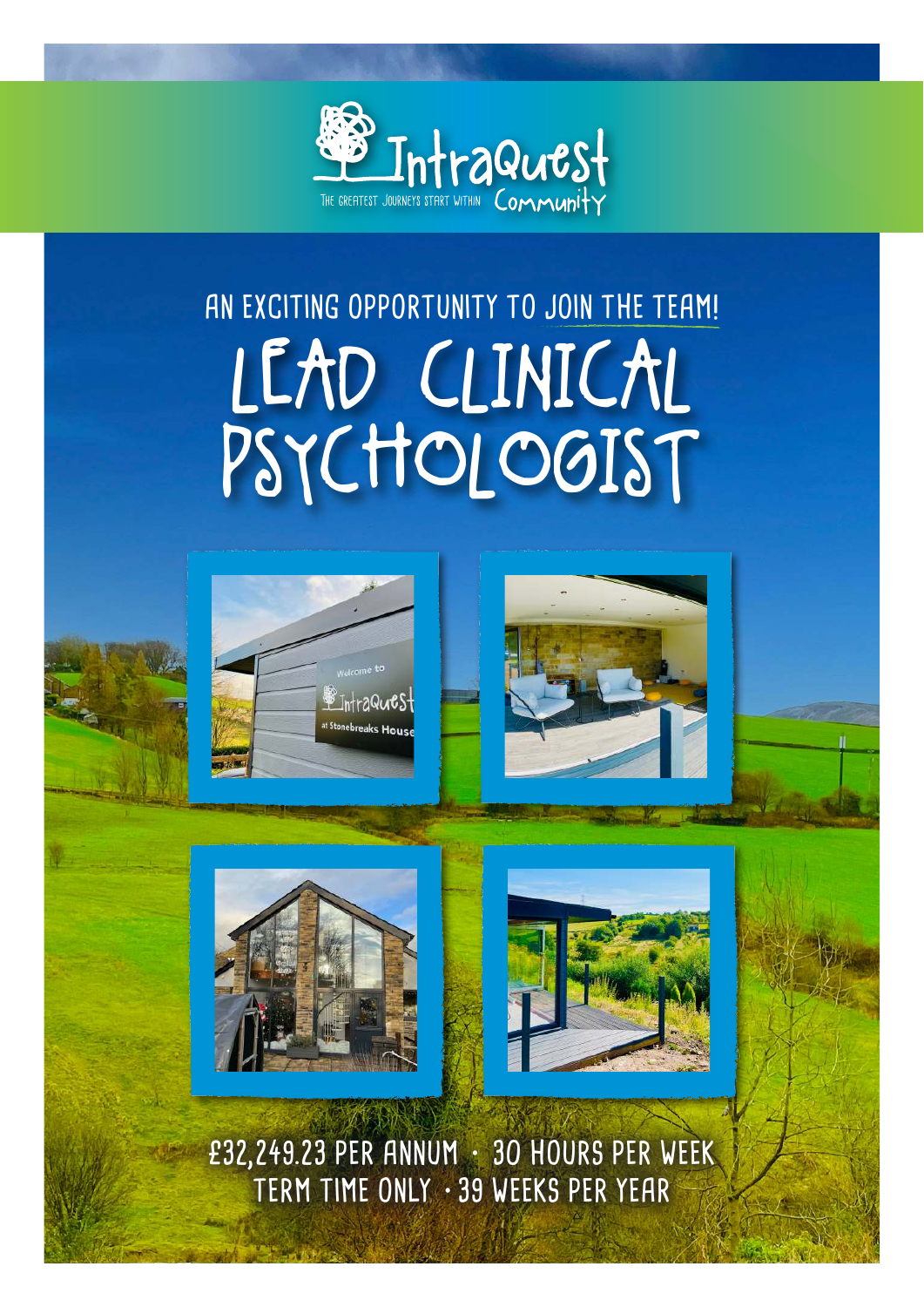IntraQuest Community

The greatest journeys start within

## AN EXCITING OPPORTUNITY TO JOIN THE TEAM!

# LEAD CLINICAL PSYCHOLOGIST

£32,249.23 PER ANNUM · 30 HOURS PER WEEK
TERM TIME ONLY · 39 WEEKS PER YEAR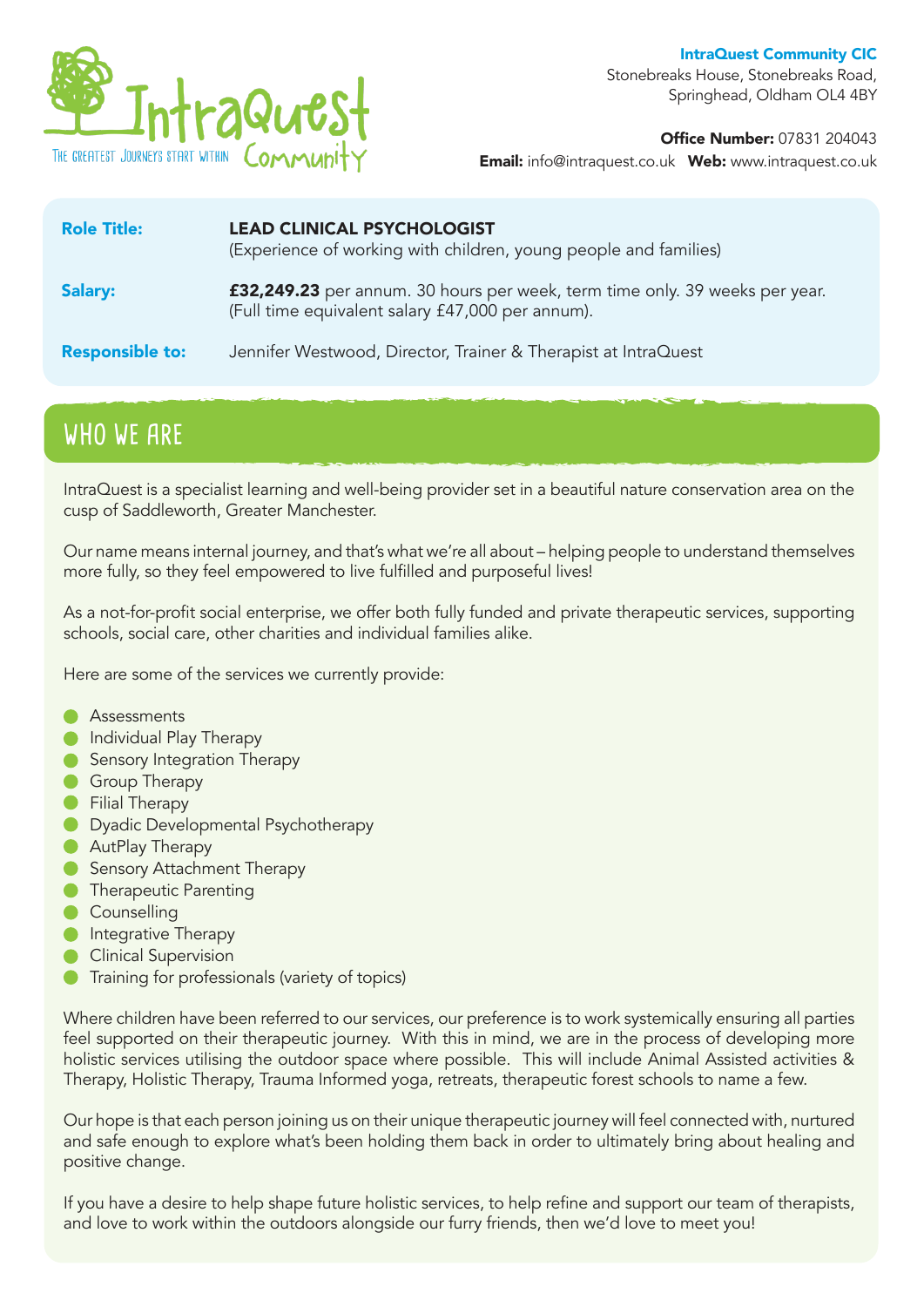IntraQuest Community

The greatest journeys start within

**IntraQuest Community CIC**
Stonebreaks House, Stonebreaks Road,
Springhead, Oldham OL4 4BY

**Office Number:** 07831 204043
**Email:** info@intraquest.co.uk **Web:** www.intraquest.co.uk

| | |
|---|---|
| **Role Title:** | **LEAD CLINICAL PSYCHOLOGIST** (Experience of working with children, young people and families) |
| **Salary:** | **£32,249.23** per annum. 30 hours per week, term time only. 39 weeks per year. (Full time equivalent salary £47,000 per annum). |
| **Responsible to:** | Jennifer Westwood, Director, Trainer & Therapist at IntraQuest |

## WHO WE ARE

IntraQuest is a specialist learning and well-being provider set in a beautiful nature conservation area on the cusp of Saddleworth, Greater Manchester.

Our name means internal journey, and that's what we're all about – helping people to understand themselves more fully, so they feel empowered to live fulfilled and purposeful lives!

As a not-for-profit social enterprise, we offer both fully funded and private therapeutic services, supporting schools, social care, other charities and individual families alike.

Here are some of the services we currently provide:

- Assessments
- Individual Play Therapy
- Sensory Integration Therapy
- Group Therapy
- Filial Therapy
- Dyadic Developmental Psychotherapy
- AutPlay Therapy
- Sensory Attachment Therapy
- Therapeutic Parenting
- Counselling
- Integrative Therapy
- Clinical Supervision
- Training for professionals (variety of topics)

Where children have been referred to our services, our preference is to work systemically ensuring all parties feel supported on their therapeutic journey. With this in mind, we are in the process of developing more holistic services utilising the outdoor space where possible. This will include Animal Assisted activities & Therapy, Holistic Therapy, Trauma Informed yoga, retreats, therapeutic forest schools to name a few.

Our hope is that each person joining us on their unique therapeutic journey will feel connected with, nurtured and safe enough to explore what's been holding them back in order to ultimately bring about healing and positive change.

If you have a desire to help shape future holistic services, to help refine and support our team of therapists, and love to work within the outdoors alongside our furry friends, then we'd love to meet you!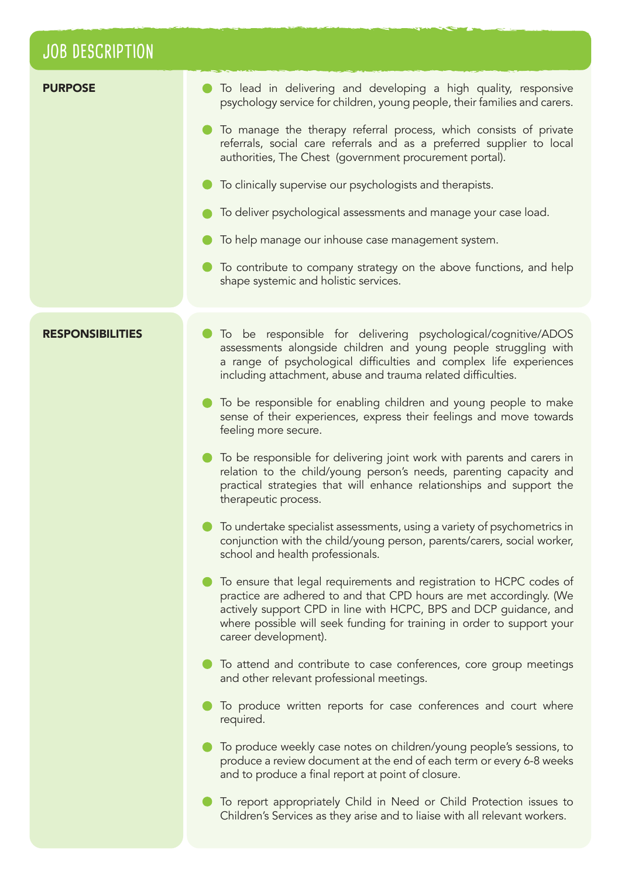# JOB DESCRIPTION

## PURPOSE

- To lead in delivering and developing a high quality, responsive psychology service for children, young people, their families and carers.
- To manage the therapy referral process, which consists of private referrals, social care referrals and as a preferred supplier to local authorities, The Chest (government procurement portal).
- To clinically supervise our psychologists and therapists.
- To deliver psychological assessments and manage your case load.
- To help manage our inhouse case management system.
- To contribute to company strategy on the above functions, and help shape systemic and holistic services.

## RESPONSIBILITIES

- To be responsible for delivering psychological/cognitive/ADOS assessments alongside children and young people struggling with a range of psychological difficulties and complex life experiences including attachment, abuse and trauma related difficulties.
- To be responsible for enabling children and young people to make sense of their experiences, express their feelings and move towards feeling more secure.
- To be responsible for delivering joint work with parents and carers in relation to the child/young person's needs, parenting capacity and practical strategies that will enhance relationships and support the therapeutic process.
- To undertake specialist assessments, using a variety of psychometrics in conjunction with the child/young person, parents/carers, social worker, school and health professionals.
- To ensure that legal requirements and registration to HCPC codes of practice are adhered to and that CPD hours are met accordingly. (We actively support CPD in line with HCPC, BPS and DCP guidance, and where possible will seek funding for training in order to support your career development).
- To attend and contribute to case conferences, core group meetings and other relevant professional meetings.
- To produce written reports for case conferences and court where required.
- To produce weekly case notes on children/young people's sessions, to produce a review document at the end of each term or every 6-8 weeks and to produce a final report at point of closure.
- To report appropriately Child in Need or Child Protection issues to Children's Services as they arise and to liaise with all relevant workers.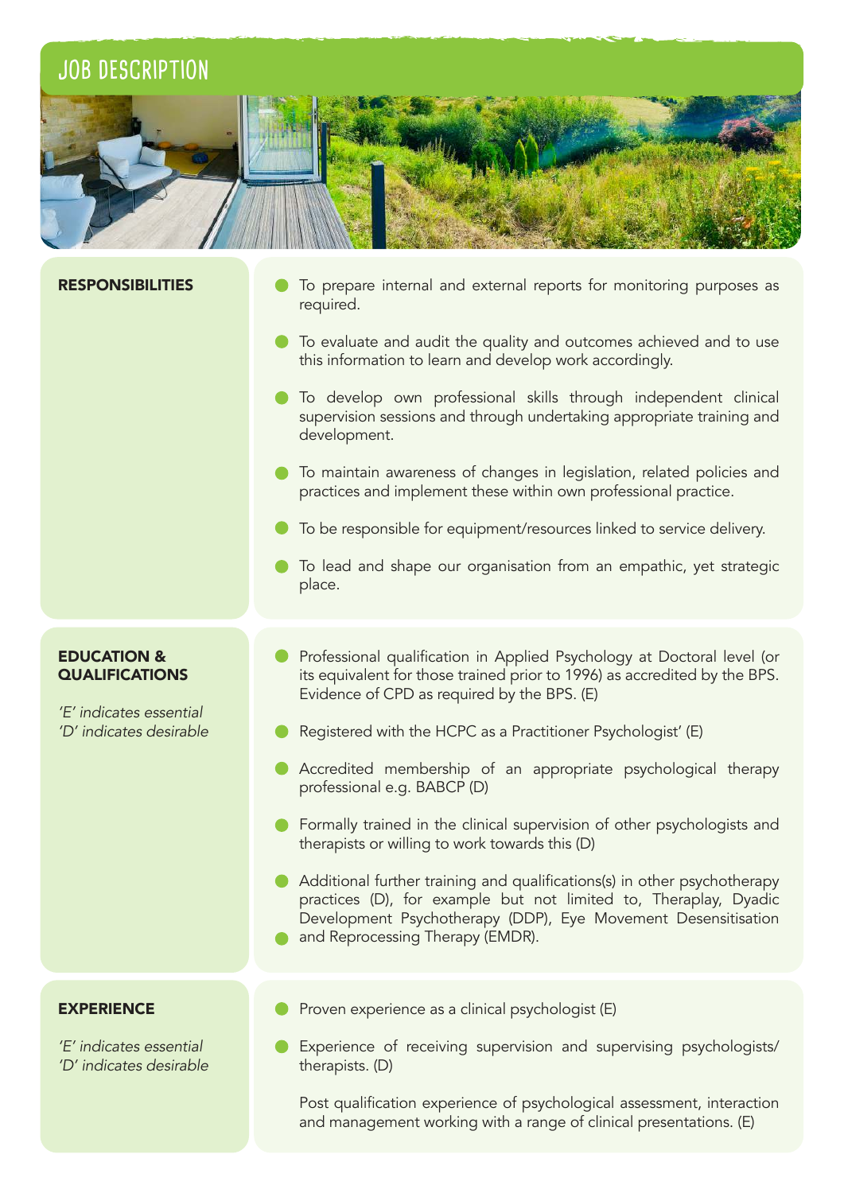# JOB DESCRIPTION

**RESPONSIBILITIES**

- To prepare internal and external reports for monitoring purposes as required.
- To evaluate and audit the quality and outcomes achieved and to use this information to learn and develop work accordingly.
- To develop own professional skills through independent clinical supervision sessions and through undertaking appropriate training and development.
- To maintain awareness of changes in legislation, related policies and practices and implement these within own professional practice.
- To be responsible for equipment/resources linked to service delivery.
- To lead and shape our organisation from an empathic, yet strategic place.

**EDUCATION & QUALIFICATIONS**

*'E' indicates essential*
*'D' indicates desirable*

- Professional qualification in Applied Psychology at Doctoral level (or its equivalent for those trained prior to 1996) as accredited by the BPS. Evidence of CPD as required by the BPS. (E)
- Registered with the HCPC as a Practitioner Psychologist' (E)
- Accredited membership of an appropriate psychological therapy professional e.g. BABCP (D)
- Formally trained in the clinical supervision of other psychologists and therapists or willing to work towards this (D)
- Additional further training and qualifications(s) in other psychotherapy practices (D), for example but not limited to, Theraplay, Dyadic Development Psychotherapy (DDP), Eye Movement Desensitisation
- and Reprocessing Therapy (EMDR).

**EXPERIENCE**

*'E' indicates essential*
*'D' indicates desirable*

- Proven experience as a clinical psychologist (E)
- Experience of receiving supervision and supervising psychologists/ therapists. (D)

Post qualification experience of psychological assessment, interaction and management working with a range of clinical presentations. (E)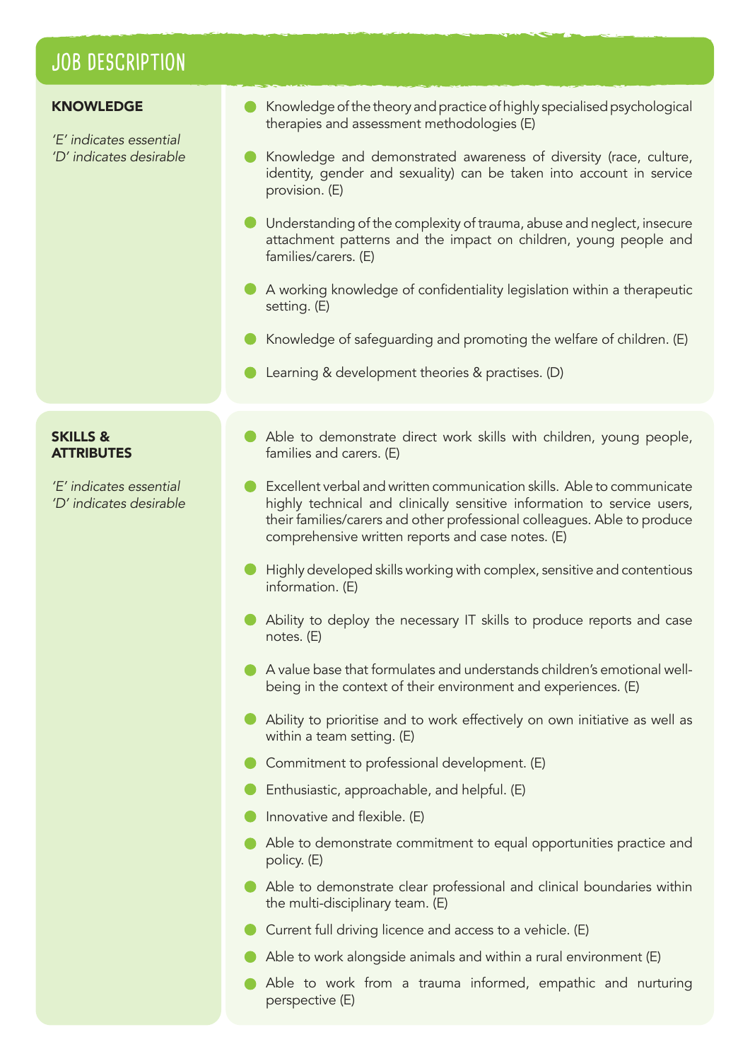# JOB DESCRIPTION

## KNOWLEDGE

*'E' indicates essential*
*'D' indicates desirable*

- Knowledge of the theory and practice of highly specialised psychological therapies and assessment methodologies (E)
- Knowledge and demonstrated awareness of diversity (race, culture, identity, gender and sexuality) can be taken into account in service provision. (E)
- Understanding of the complexity of trauma, abuse and neglect, insecure attachment patterns and the impact on children, young people and families/carers. (E)
- A working knowledge of confidentiality legislation within a therapeutic setting. (E)
- Knowledge of safeguarding and promoting the welfare of children. (E)
- Learning & development theories & practises. (D)

## SKILLS & ATTRIBUTES

*'E' indicates essential*
*'D' indicates desirable*

- Able to demonstrate direct work skills with children, young people, families and carers. (E)
- Excellent verbal and written communication skills. Able to communicate highly technical and clinically sensitive information to service users, their families/carers and other professional colleagues. Able to produce comprehensive written reports and case notes. (E)
- Highly developed skills working with complex, sensitive and contentious information. (E)
- Ability to deploy the necessary IT skills to produce reports and case notes. (E)
- A value base that formulates and understands children's emotional well-being in the context of their environment and experiences. (E)
- Ability to prioritise and to work effectively on own initiative as well as within a team setting. (E)
- Commitment to professional development. (E)
- Enthusiastic, approachable, and helpful. (E)
- Innovative and flexible. (E)
- Able to demonstrate commitment to equal opportunities practice and policy. (E)
- Able to demonstrate clear professional and clinical boundaries within the multi-disciplinary team. (E)
- Current full driving licence and access to a vehicle. (E)
- Able to work alongside animals and within a rural environment (E)
- Able to work from a trauma informed, empathic and nurturing perspective (E)